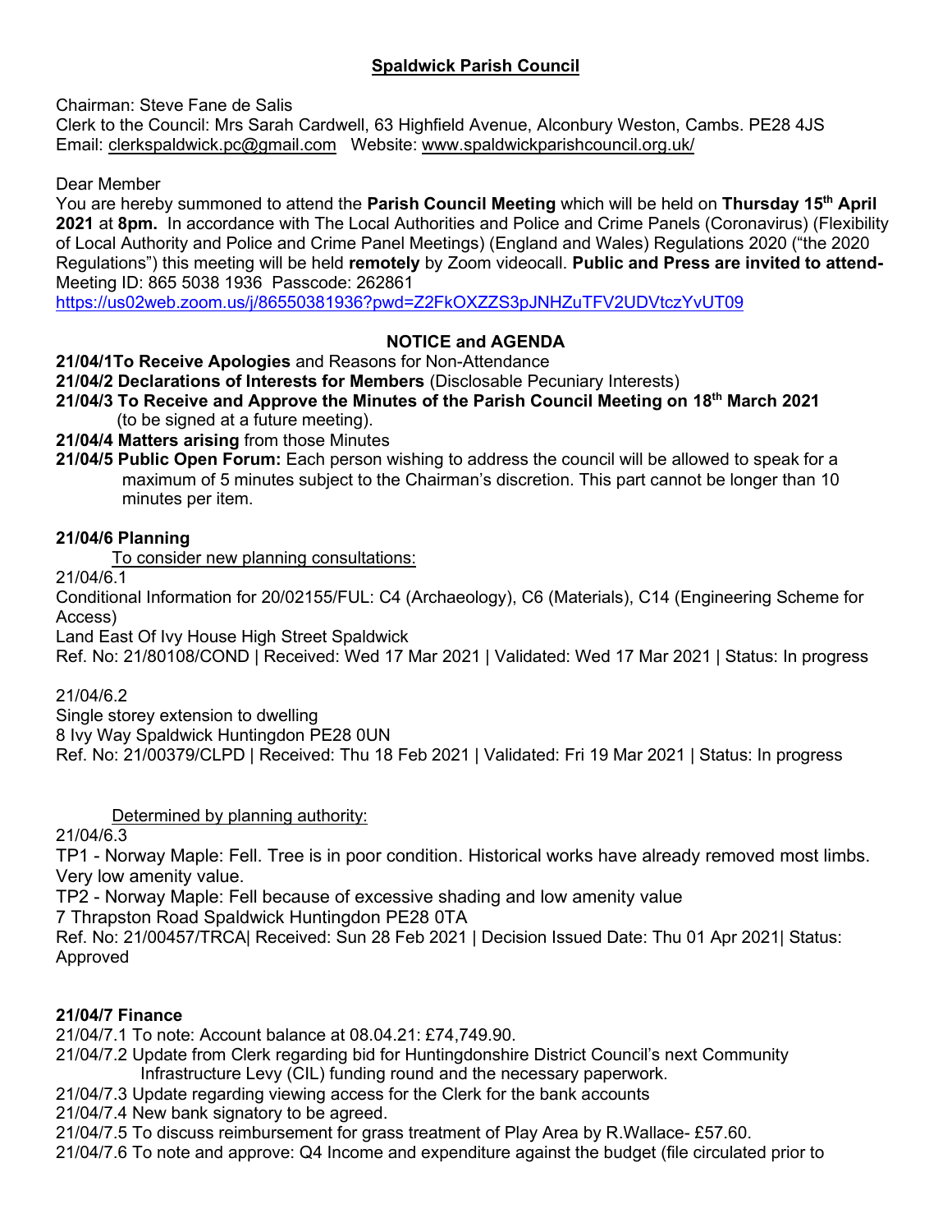# **Spaldwick Parish Council**

Chairman: Steve Fane de Salis
Clerk to the Council: Mrs Sarah Cardwell, 63 Highfield Avenue, Alconbury Weston, Cambs. PE28 4JS
Email: clerkspaldwick.pc@gmail.com Website: www.spaldwickparishcouncil.org.uk/

Dear Member
You are hereby summoned to attend the **Parish Council Meeting** which will be held on **Thursday 15th April 2021** at **8pm.** In accordance with The Local Authorities and Police and Crime Panels (Coronavirus) (Flexibility of Local Authority and Police and Crime Panel Meetings) (England and Wales) Regulations 2020 ("the 2020 Regulations") this meeting will be held **remotely** by Zoom videocall. **Public and Press are invited to attend-** Meeting ID: 865 5038 1936 Passcode: 262861
https://us02web.zoom.us/j/86550381936?pwd=Z2FkOXZZS3pJNHZuTFV2UDVtczYvUT09

## **NOTICE and AGENDA**

**21/04/1To Receive Apologies** and Reasons for Non-Attendance
**21/04/2 Declarations of Interests for Members** (Disclosable Pecuniary Interests)
**21/04/3 To Receive and Approve the Minutes of the Parish Council Meeting on 18th March 2021** (to be signed at a future meeting).
**21/04/4 Matters arising** from those Minutes
**21/04/5 Public Open Forum:** Each person wishing to address the council will be allowed to speak for a maximum of 5 minutes subject to the Chairman's discretion. This part cannot be longer than 10 minutes per item.

**21/04/6 Planning**

To consider new planning consultations:

21/04/6.1
Conditional Information for 20/02155/FUL: C4 (Archaeology), C6 (Materials), C14 (Engineering Scheme for Access)
Land East Of Ivy House High Street Spaldwick
Ref. No: 21/80108/COND | Received: Wed 17 Mar 2021 | Validated: Wed 17 Mar 2021 | Status: In progress

21/04/6.2
Single storey extension to dwelling
8 Ivy Way Spaldwick Huntingdon PE28 0UN
Ref. No: 21/00379/CLPD | Received: Thu 18 Feb 2021 | Validated: Fri 19 Mar 2021 | Status: In progress

Determined by planning authority:

21/04/6.3
TP1 - Norway Maple: Fell. Tree is in poor condition. Historical works have already removed most limbs. Very low amenity value.
TP2 - Norway Maple: Fell because of excessive shading and low amenity value
7 Thrapston Road Spaldwick Huntingdon PE28 0TA
Ref. No: 21/00457/TRCA| Received: Sun 28 Feb 2021 | Decision Issued Date: Thu 01 Apr 2021| Status: Approved

**21/04/7 Finance**

21/04/7.1 To note: Account balance at 08.04.21: £74,749.90.
21/04/7.2 Update from Clerk regarding bid for Huntingdonshire District Council's next Community Infrastructure Levy (CIL) funding round and the necessary paperwork.
21/04/7.3 Update regarding viewing access for the Clerk for the bank accounts
21/04/7.4 New bank signatory to be agreed.
21/04/7.5 To discuss reimbursement for grass treatment of Play Area by R.Wallace- £57.60.
21/04/7.6 To note and approve: Q4 Income and expenditure against the budget (file circulated prior to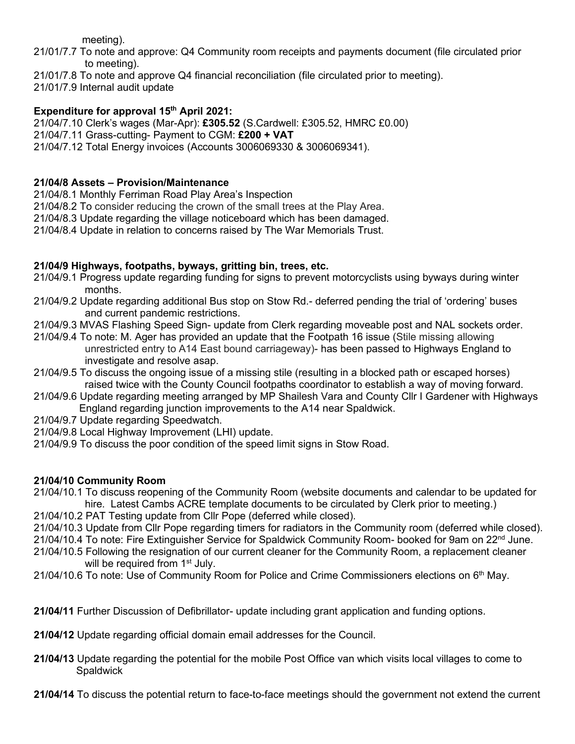meeting).

21/01/7.7 To note and approve: Q4 Community room receipts and payments document (file circulated prior to meeting).

21/01/7.8 To note and approve Q4 financial reconciliation (file circulated prior to meeting).

21/01/7.9 Internal audit update

**Expenditure for approval 15th April 2021:**

21/04/7.10 Clerk's wages (Mar-Apr): **£305.52** (S.Cardwell: £305.52, HMRC £0.00)

21/04/7.11 Grass-cutting- Payment to CGM: **£200 + VAT**

21/04/7.12 Total Energy invoices (Accounts 3006069330 & 3006069341).

**21/04/8 Assets – Provision/Maintenance**

21/04/8.1 Monthly Ferriman Road Play Area's Inspection

21/04/8.2 To consider reducing the crown of the small trees at the Play Area.

21/04/8.3 Update regarding the village noticeboard which has been damaged.

21/04/8.4 Update in relation to concerns raised by The War Memorials Trust.

**21/04/9 Highways, footpaths, byways, gritting bin, trees, etc.**

21/04/9.1 Progress update regarding funding for signs to prevent motorcyclists using byways during winter months.

21/04/9.2 Update regarding additional Bus stop on Stow Rd.- deferred pending the trial of 'ordering' buses and current pandemic restrictions.

21/04/9.3 MVAS Flashing Speed Sign- update from Clerk regarding moveable post and NAL sockets order.

21/04/9.4 To note: M. Ager has provided an update that the Footpath 16 issue (Stile missing allowing unrestricted entry to A14 East bound carriageway)- has been passed to Highways England to investigate and resolve asap.

21/04/9.5 To discuss the ongoing issue of a missing stile (resulting in a blocked path or escaped horses) raised twice with the County Council footpaths coordinator to establish a way of moving forward.

21/04/9.6 Update regarding meeting arranged by MP Shailesh Vara and County Cllr I Gardener with Highways England regarding junction improvements to the A14 near Spaldwick.

21/04/9.7 Update regarding Speedwatch.

21/04/9.8 Local Highway Improvement (LHI) update.

21/04/9.9 To discuss the poor condition of the speed limit signs in Stow Road.

**21/04/10 Community Room**

21/04/10.1 To discuss reopening of the Community Room (website documents and calendar to be updated for hire. Latest Cambs ACRE template documents to be circulated by Clerk prior to meeting.)

21/04/10.2 PAT Testing update from Cllr Pope (deferred while closed).

21/04/10.3 Update from Cllr Pope regarding timers for radiators in the Community room (deferred while closed).

21/04/10.4 To note: Fire Extinguisher Service for Spaldwick Community Room- booked for 9am on 22nd June.

21/04/10.5 Following the resignation of our current cleaner for the Community Room, a replacement cleaner will be required from 1st July.

21/04/10.6 To note: Use of Community Room for Police and Crime Commissioners elections on 6th May.

**21/04/11** Further Discussion of Defibrillator- update including grant application and funding options.

**21/04/12** Update regarding official domain email addresses for the Council.

**21/04/13** Update regarding the potential for the mobile Post Office van which visits local villages to come to Spaldwick

**21/04/14** To discuss the potential return to face-to-face meetings should the government not extend the current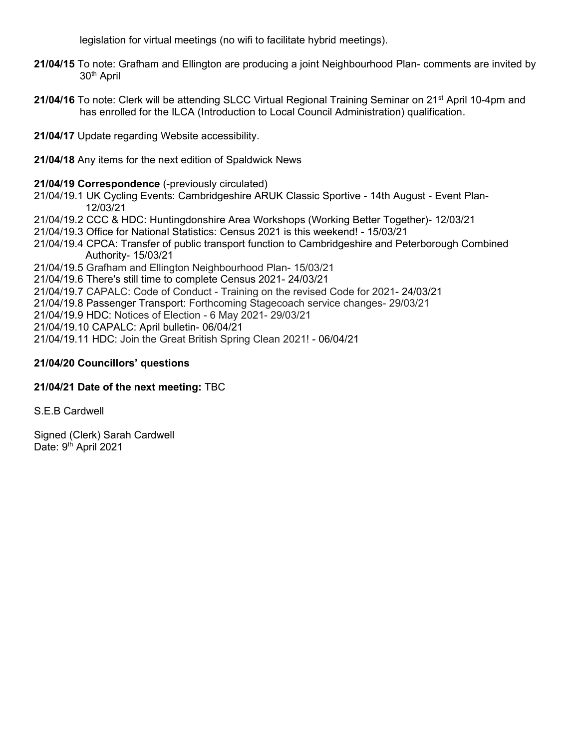legislation for virtual meetings (no wifi to facilitate hybrid meetings).

**21/04/15** To note: Grafham and Ellington are producing a joint Neighbourhood Plan- comments are invited by 30th April

**21/04/16** To note: Clerk will be attending SLCC Virtual Regional Training Seminar on 21st April 10-4pm and has enrolled for the ILCA (Introduction to Local Council Administration) qualification.

**21/04/17** Update regarding Website accessibility.

**21/04/18** Any items for the next edition of Spaldwick News

**21/04/19 Correspondence** (-previously circulated)

21/04/19.1 UK Cycling Events: Cambridgeshire ARUK Classic Sportive - 14th August - Event Plan- 12/03/21
21/04/19.2 CCC & HDC: Huntingdonshire Area Workshops (Working Better Together)- 12/03/21
21/04/19.3 Office for National Statistics: Census 2021 is this weekend! - 15/03/21
21/04/19.4 CPCA: Transfer of public transport function to Cambridgeshire and Peterborough Combined Authority- 15/03/21
21/04/19.5 Grafham and Ellington Neighbourhood Plan- 15/03/21
21/04/19.6 There's still time to complete Census 2021- 24/03/21
21/04/19.7 CAPALC: Code of Conduct - Training on the revised Code for 2021- 24/03/21
21/04/19.8 Passenger Transport: Forthcoming Stagecoach service changes- 29/03/21
21/04/19.9 HDC: Notices of Election - 6 May 2021- 29/03/21
21/04/19.10 CAPALC: April bulletin- 06/04/21
21/04/19.11 HDC: Join the Great British Spring Clean 2021! - 06/04/21

**21/04/20 Councillors' questions**

**21/04/21 Date of the next meeting:** TBC

S.E.B Cardwell

Signed (Clerk) Sarah Cardwell
Date: 9th April 2021